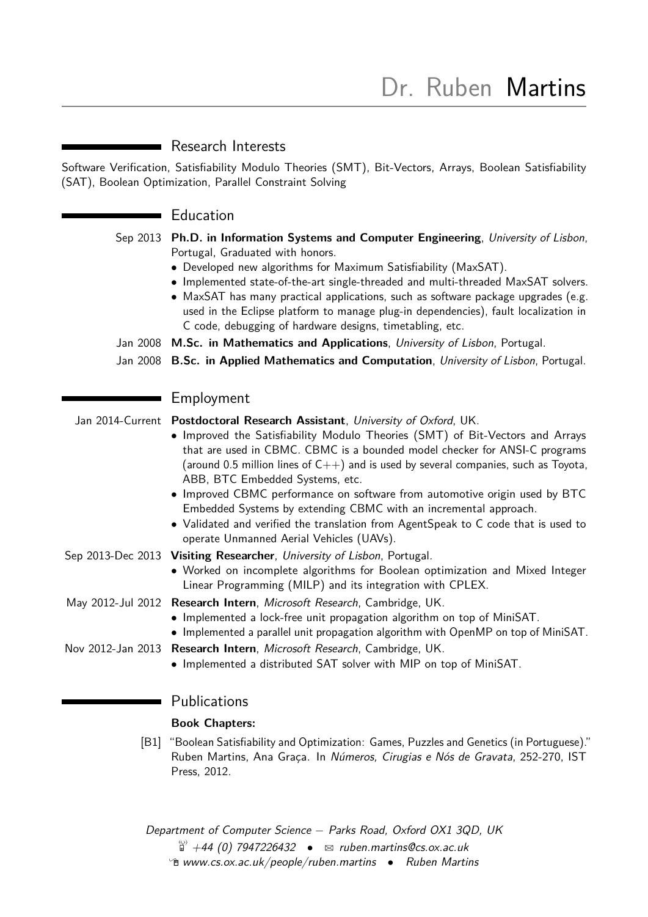# Dr. Ruben Martins

## Research Interests

Software Verification, Satisfiability Modulo Theories (SMT), Bit-Vectors, Arrays, Boolean Satisfiability (SAT), Boolean Optimization, Parallel Constraint Solving

## Education

Sep 2013 **Ph.D. in Information Systems and Computer Engineering**, *University of Lisbon*, Portugal, Graduated with honors.
- Developed new algorithms for Maximum Satisfiability (MaxSAT).
- Implemented state-of-the-art single-threaded and multi-threaded MaxSAT solvers.
- MaxSAT has many practical applications, such as software package upgrades (e.g. used in the Eclipse platform to manage plug-in dependencies), fault localization in C code, debugging of hardware designs, timetabling, etc.

Jan 2008 **M.Sc. in Mathematics and Applications**, *University of Lisbon*, Portugal.

Jan 2008 **B.Sc. in Applied Mathematics and Computation**, *University of Lisbon*, Portugal.

## Employment

Jan 2014-Current **Postdoctoral Research Assistant**, *University of Oxford*, UK.
- Improved the Satisfiability Modulo Theories (SMT) of Bit-Vectors and Arrays that are used in CBMC. CBMC is a bounded model checker for ANSI-C programs (around 0.5 million lines of C++) and is used by several companies, such as Toyota, ABB, BTC Embedded Systems, etc.
- Improved CBMC performance on software from automotive origin used by BTC Embedded Systems by extending CBMC with an incremental approach.
- Validated and verified the translation from AgentSpeak to C code that is used to operate Unmanned Aerial Vehicles (UAVs).

Sep 2013-Dec 2013 **Visiting Researcher**, *University of Lisbon*, Portugal.
- Worked on incomplete algorithms for Boolean optimization and Mixed Integer Linear Programming (MILP) and its integration with CPLEX.

May 2012-Jul 2012 **Research Intern**, *Microsoft Research*, Cambridge, UK.
- Implemented a lock-free unit propagation algorithm on top of MiniSAT.
- Implemented a parallel unit propagation algorithm with OpenMP on top of MiniSAT.

Nov 2012-Jan 2013 **Research Intern**, *Microsoft Research*, Cambridge, UK.
- Implemented a distributed SAT solver with MIP on top of MiniSAT.

## Publications

**Book Chapters:**

[B1] "Boolean Satisfiability and Optimization: Games, Puzzles and Genetics (in Portuguese)." Ruben Martins, Ana Graça. In *Números, Cirugias e Nós de Gravata*, 252-270, IST Press, 2012.

*Department of Computer Science – Parks Road, Oxford OX1 3QD, UK*
*+44 (0) 7947226432* • *ruben.martins@cs.ox.ac.uk*
*www.cs.ox.ac.uk/people/ruben.martins* • *Ruben Martins*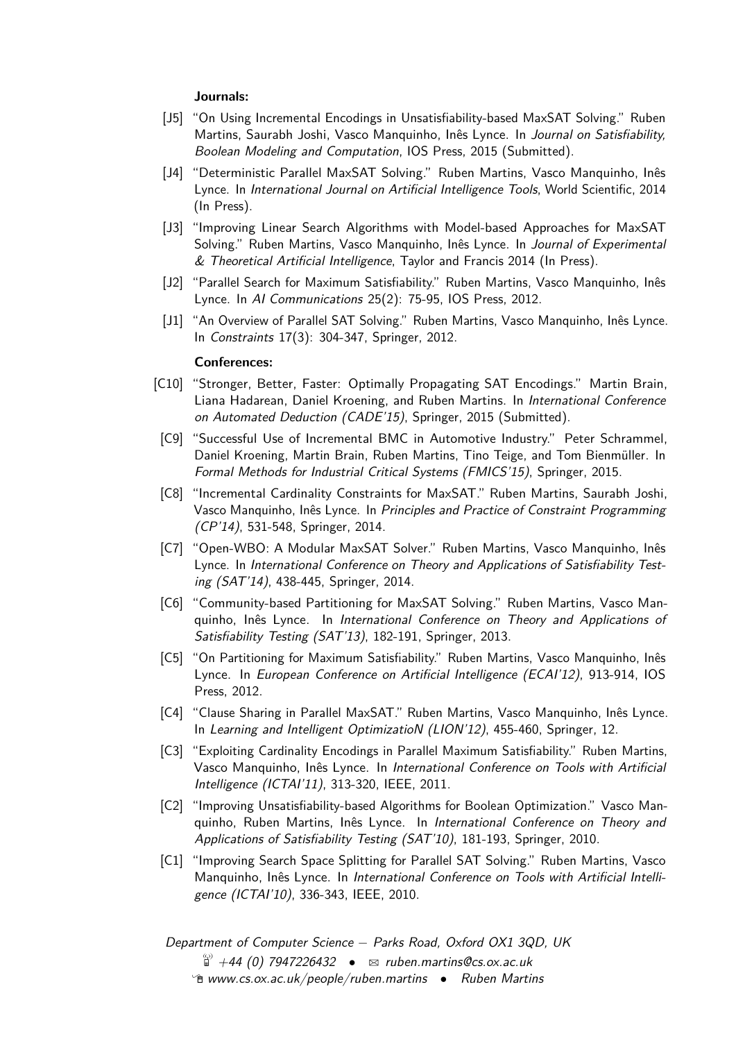**Journals:**

- [J5] "On Using Incremental Encodings in Unsatisfiability-based MaxSAT Solving." Ruben Martins, Saurabh Joshi, Vasco Manquinho, Inês Lynce. In *Journal on Satisfiability, Boolean Modeling and Computation*, IOS Press, 2015 (Submitted).
- [J4] "Deterministic Parallel MaxSAT Solving." Ruben Martins, Vasco Manquinho, Inês Lynce. In *International Journal on Artificial Intelligence Tools*, World Scientific, 2014 (In Press).
- [J3] "Improving Linear Search Algorithms with Model-based Approaches for MaxSAT Solving." Ruben Martins, Vasco Manquinho, Inês Lynce. In *Journal of Experimental & Theoretical Artificial Intelligence*, Taylor and Francis 2014 (In Press).
- [J2] "Parallel Search for Maximum Satisfiability." Ruben Martins, Vasco Manquinho, Inês Lynce. In *AI Communications* 25(2): 75-95, IOS Press, 2012.
- [J1] "An Overview of Parallel SAT Solving." Ruben Martins, Vasco Manquinho, Inês Lynce. In *Constraints* 17(3): 304-347, Springer, 2012.

**Conferences:**

- [C10] "Stronger, Better, Faster: Optimally Propagating SAT Encodings." Martin Brain, Liana Hadarean, Daniel Kroening, and Ruben Martins. In *International Conference on Automated Deduction (CADE'15)*, Springer, 2015 (Submitted).
- [C9] "Successful Use of Incremental BMC in Automotive Industry." Peter Schrammel, Daniel Kroening, Martin Brain, Ruben Martins, Tino Teige, and Tom Bienmüller. In *Formal Methods for Industrial Critical Systems (FMICS'15)*, Springer, 2015.
- [C8] "Incremental Cardinality Constraints for MaxSAT." Ruben Martins, Saurabh Joshi, Vasco Manquinho, Inês Lynce. In *Principles and Practice of Constraint Programming (CP'14)*, 531-548, Springer, 2014.
- [C7] "Open-WBO: A Modular MaxSAT Solver." Ruben Martins, Vasco Manquinho, Inês Lynce. In *International Conference on Theory and Applications of Satisfiability Testing (SAT'14)*, 438-445, Springer, 2014.
- [C6] "Community-based Partitioning for MaxSAT Solving." Ruben Martins, Vasco Manquinho, Inês Lynce. In *International Conference on Theory and Applications of Satisfiability Testing (SAT'13)*, 182-191, Springer, 2013.
- [C5] "On Partitioning for Maximum Satisfiability." Ruben Martins, Vasco Manquinho, Inês Lynce. In *European Conference on Artificial Intelligence (ECAI'12)*, 913-914, IOS Press, 2012.
- [C4] "Clause Sharing in Parallel MaxSAT." Ruben Martins, Vasco Manquinho, Inês Lynce. In *Learning and Intelligent OptimizatioN (LION'12)*, 455-460, Springer, 12.
- [C3] "Exploiting Cardinality Encodings in Parallel Maximum Satisfiability." Ruben Martins, Vasco Manquinho, Inês Lynce. In *International Conference on Tools with Artificial Intelligence (ICTAI'11)*, 313-320, IEEE, 2011.
- [C2] "Improving Unsatisfiability-based Algorithms for Boolean Optimization." Vasco Manquinho, Ruben Martins, Inês Lynce. In *International Conference on Theory and Applications of Satisfiability Testing (SAT'10)*, 181-193, Springer, 2010.
- [C1] "Improving Search Space Splitting for Parallel SAT Solving." Ruben Martins, Vasco Manquinho, Inês Lynce. In *International Conference on Tools with Artificial Intelligence (ICTAI'10)*, 336-343, IEEE, 2010.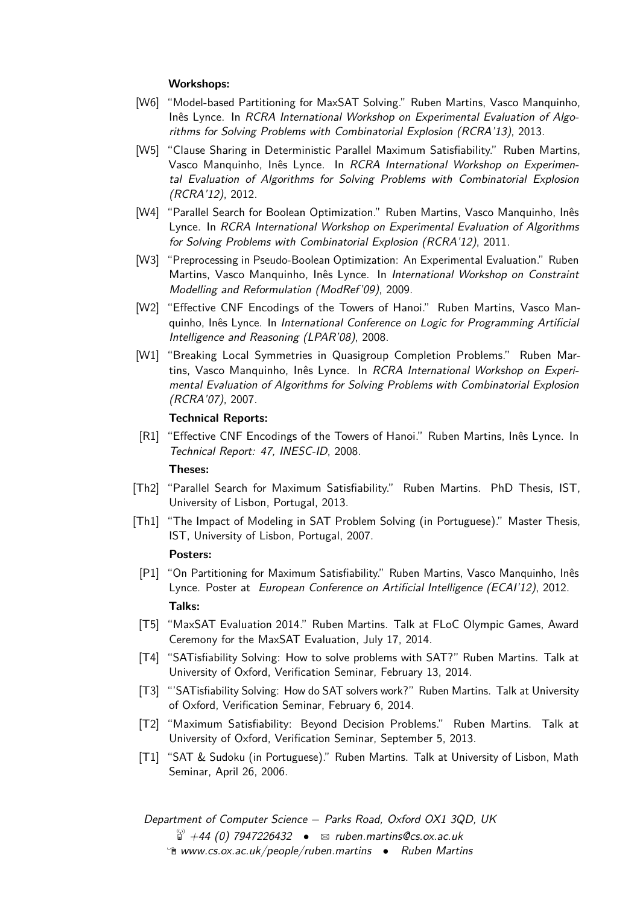**Workshops:**

[W6] "Model-based Partitioning for MaxSAT Solving." Ruben Martins, Vasco Manquinho, Inês Lynce. In *RCRA International Workshop on Experimental Evaluation of Algorithms for Solving Problems with Combinatorial Explosion (RCRA'13)*, 2013.

[W5] "Clause Sharing in Deterministic Parallel Maximum Satisfiability." Ruben Martins, Vasco Manquinho, Inês Lynce. In *RCRA International Workshop on Experimental Evaluation of Algorithms for Solving Problems with Combinatorial Explosion (RCRA'12)*, 2012.

[W4] "Parallel Search for Boolean Optimization." Ruben Martins, Vasco Manquinho, Inês Lynce. In *RCRA International Workshop on Experimental Evaluation of Algorithms for Solving Problems with Combinatorial Explosion (RCRA'12)*, 2011.

[W3] "Preprocessing in Pseudo-Boolean Optimization: An Experimental Evaluation." Ruben Martins, Vasco Manquinho, Inês Lynce. In *International Workshop on Constraint Modelling and Reformulation (ModRef'09)*, 2009.

[W2] "Effective CNF Encodings of the Towers of Hanoi." Ruben Martins, Vasco Manquinho, Inês Lynce. In *International Conference on Logic for Programming Artificial Intelligence and Reasoning (LPAR'08)*, 2008.

[W1] "Breaking Local Symmetries in Quasigroup Completion Problems." Ruben Martins, Vasco Manquinho, Inês Lynce. In *RCRA International Workshop on Experimental Evaluation of Algorithms for Solving Problems with Combinatorial Explosion (RCRA'07)*, 2007.

**Technical Reports:**

[R1] "Effective CNF Encodings of the Towers of Hanoi." Ruben Martins, Inês Lynce. In *Technical Report: 47, INESC-ID*, 2008.

**Theses:**

[Th2] "Parallel Search for Maximum Satisfiability." Ruben Martins. PhD Thesis, IST, University of Lisbon, Portugal, 2013.

[Th1] "The Impact of Modeling in SAT Problem Solving (in Portuguese)." Master Thesis, IST, University of Lisbon, Portugal, 2007.

**Posters:**

[P1] "On Partitioning for Maximum Satisfiability." Ruben Martins, Vasco Manquinho, Inês Lynce. Poster at *European Conference on Artificial Intelligence (ECAI'12)*, 2012.

**Talks:**

[T5] "MaxSAT Evaluation 2014." Ruben Martins. Talk at FLoC Olympic Games, Award Ceremony for the MaxSAT Evaluation, July 17, 2014.

[T4] "SATisfiability Solving: How to solve problems with SAT?" Ruben Martins. Talk at University of Oxford, Verification Seminar, February 13, 2014.

[T3] "'SATisfiability Solving: How do SAT solvers work?" Ruben Martins. Talk at University of Oxford, Verification Seminar, February 6, 2014.

[T2] "Maximum Satisfiability: Beyond Decision Problems." Ruben Martins. Talk at University of Oxford, Verification Seminar, September 5, 2013.

[T1] "SAT & Sudoku (in Portuguese)." Ruben Martins. Talk at University of Lisbon, Math Seminar, April 26, 2006.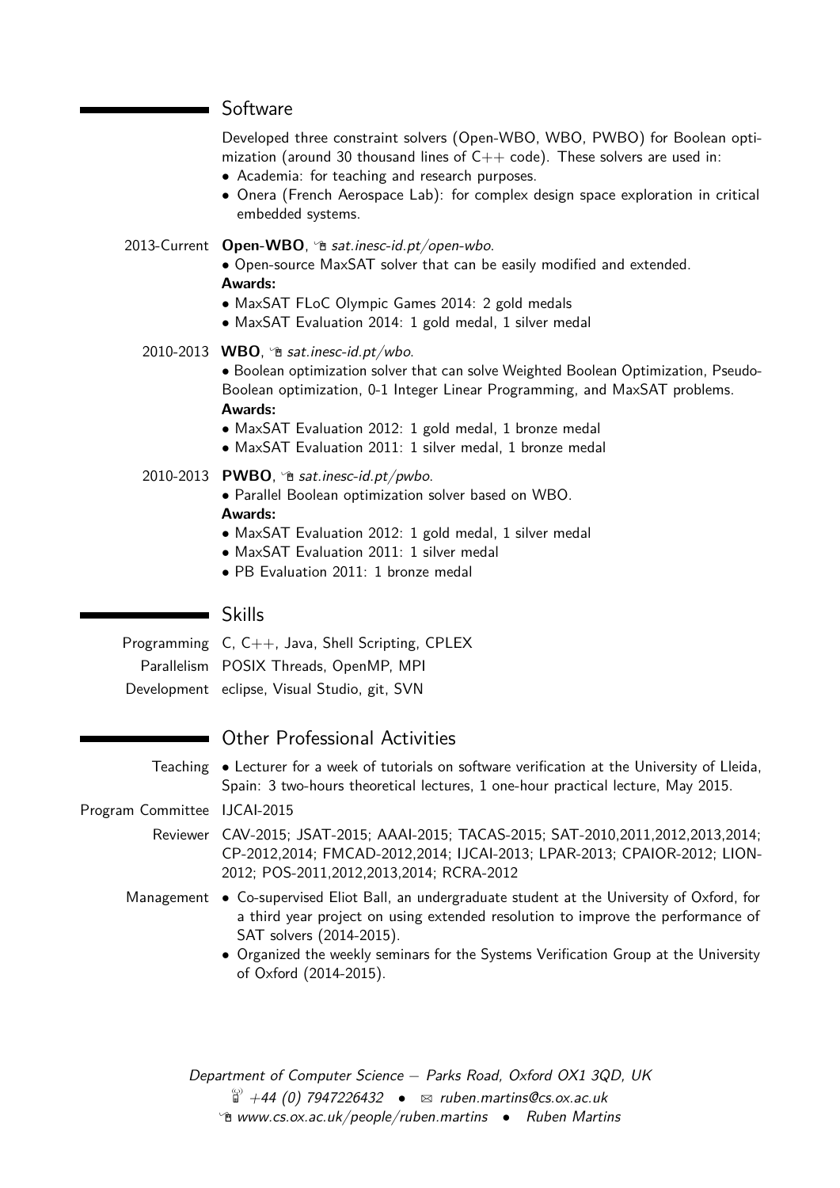## Software

Developed three constraint solvers (Open-WBO, WBO, PWBO) for Boolean optimization (around 30 thousand lines of C++ code). These solvers are used in:

- Academia: for teaching and research purposes.
- Onera (French Aerospace Lab): for complex design space exploration in critical embedded systems.

2013-Current **Open-WBO**, *sat.inesc-id.pt/open-wbo*.

- Open-source MaxSAT solver that can be easily modified and extended.

**Awards:**

- MaxSAT FLoC Olympic Games 2014: 2 gold medals
- MaxSAT Evaluation 2014: 1 gold medal, 1 silver medal

2010-2013 **WBO**, *sat.inesc-id.pt/wbo*.

- Boolean optimization solver that can solve Weighted Boolean Optimization, Pseudo-Boolean optimization, 0-1 Integer Linear Programming, and MaxSAT problems.

**Awards:**

- MaxSAT Evaluation 2012: 1 gold medal, 1 bronze medal
- MaxSAT Evaluation 2011: 1 silver medal, 1 bronze medal

2010-2013 **PWBO**, *sat.inesc-id.pt/pwbo*.

- Parallel Boolean optimization solver based on WBO.

**Awards:**

- MaxSAT Evaluation 2012: 1 gold medal, 1 silver medal
- MaxSAT Evaluation 2011: 1 silver medal
- PB Evaluation 2011: 1 bronze medal

## Skills

Programming C, C++, Java, Shell Scripting, CPLEX

Parallelism POSIX Threads, OpenMP, MPI

Development eclipse, Visual Studio, git, SVN

## Other Professional Activities

Teaching • Lecturer for a week of tutorials on software verification at the University of Lleida, Spain: 3 two-hours theoretical lectures, 1 one-hour practical lecture, May 2015.

Program Committee IJCAI-2015

Reviewer CAV-2015; JSAT-2015; AAAI-2015; TACAS-2015; SAT-2010,2011,2012,2013,2014; CP-2012,2014; FMCAD-2012,2014; IJCAI-2013; LPAR-2013; CPAIOR-2012; LION-2012; POS-2011,2012,2013,2014; RCRA-2012

Management

- Co-supervised Eliot Ball, an undergraduate student at the University of Oxford, for a third year project on using extended resolution to improve the performance of SAT solvers (2014-2015).
- Organized the weekly seminars for the Systems Verification Group at the University of Oxford (2014-2015).

*Department of Computer Science – Parks Road, Oxford OX1 3QD, UK*
*+44 (0) 7947226432 • ruben.martins@cs.ox.ac.uk*
*www.cs.ox.ac.uk/people/ruben.martins • Ruben Martins*